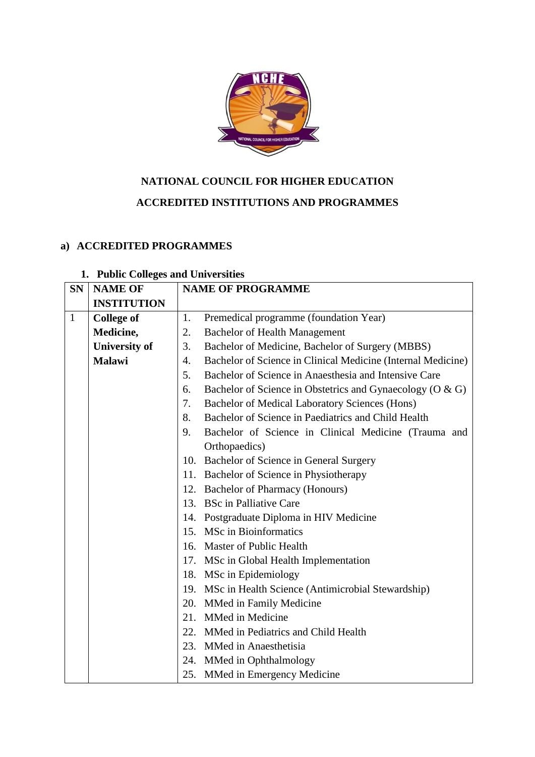**NATIONAL COUNCIL FOR HIGHER EDUCATION**

**ACCREDITED INSTITUTIONS AND PROGRAMMES**

## a) ACCREDITED PROGRAMMES

### 1. Public Colleges and Universities

| SN | NAME OF INSTITUTION | NAME OF PROGRAMME |
|---|---|---|
| 1 | **College of Medicine, University of Malawi** | 1. Premedical programme (foundation Year)<br>2. Bachelor of Health Management<br>3. Bachelor of Medicine, Bachelor of Surgery (MBBS)<br>4. Bachelor of Science in Clinical Medicine (Internal Medicine)<br>5. Bachelor of Science in Anaesthesia and Intensive Care<br>6. Bachelor of Science in Obstetrics and Gynaecology (O & G)<br>7. Bachelor of Medical Laboratory Sciences (Hons)<br>8. Bachelor of Science in Paediatrics and Child Health<br>9. Bachelor of Science in Clinical Medicine (Trauma and Orthopaedics)<br>10. Bachelor of Science in General Surgery<br>11. Bachelor of Science in Physiotherapy<br>12. Bachelor of Pharmacy (Honours)<br>13. BSc in Palliative Care<br>14. Postgraduate Diploma in HIV Medicine<br>15. MSc in Bioinformatics<br>16. Master of Public Health<br>17. MSc in Global Health Implementation<br>18. MSc in Epidemiology<br>19. MSc in Health Science (Antimicrobial Stewardship)<br>20. MMed in Family Medicine<br>21. MMed in Medicine<br>22. MMed in Pediatrics and Child Health<br>23. MMed in Anaesthetisia<br>24. MMed in Ophthalmology<br>25. MMed in Emergency Medicine |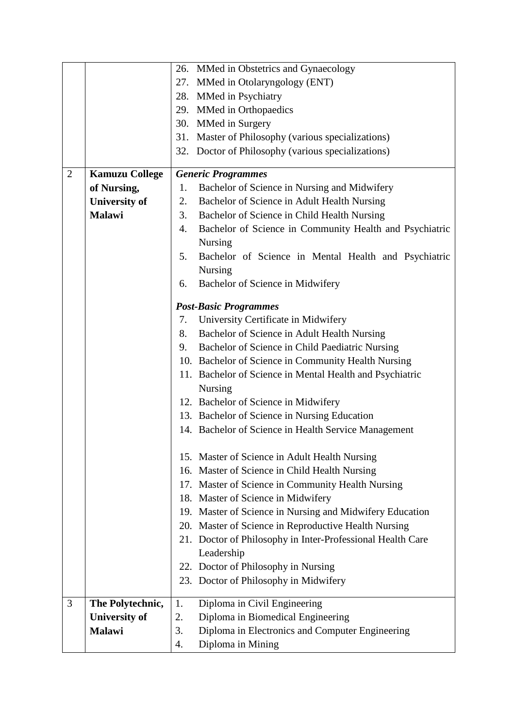| | | |
|---|---|---|
| | | 26. MMed in Obstetrics and Gynaecology<br>27. MMed in Otolaryngology (ENT)<br>28. MMed in Psychiatry<br>29. MMed in Orthopaedics<br>30. MMed in Surgery<br>31. Master of Philosophy (various specializations)<br>32. Doctor of Philosophy (various specializations) |
| 2 | **Kamuzu College of Nursing, University of Malawi** | ***Generic Programmes***<br>1. Bachelor of Science in Nursing and Midwifery<br>2. Bachelor of Science in Adult Health Nursing<br>3. Bachelor of Science in Child Health Nursing<br>4. Bachelor of Science in Community Health and Psychiatric Nursing<br>5. Bachelor of Science in Mental Health and Psychiatric Nursing<br>6. Bachelor of Science in Midwifery<br><br>***Post-Basic Programmes***<br>7. University Certificate in Midwifery<br>8. Bachelor of Science in Adult Health Nursing<br>9. Bachelor of Science in Child Paediatric Nursing<br>10. Bachelor of Science in Community Health Nursing<br>11. Bachelor of Science in Mental Health and Psychiatric Nursing<br>12. Bachelor of Science in Midwifery<br>13. Bachelor of Science in Nursing Education<br>14. Bachelor of Science in Health Service Management<br><br>15. Master of Science in Adult Health Nursing<br>16. Master of Science in Child Health Nursing<br>17. Master of Science in Community Health Nursing<br>18. Master of Science in Midwifery<br>19. Master of Science in Nursing and Midwifery Education<br>20. Master of Science in Reproductive Health Nursing<br>21. Doctor of Philosophy in Inter-Professional Health Care Leadership<br>22. Doctor of Philosophy in Nursing<br>23. Doctor of Philosophy in Midwifery |
| 3 | **The Polytechnic, University of Malawi** | 1. Diploma in Civil Engineering<br>2. Diploma in Biomedical Engineering<br>3. Diploma in Electronics and Computer Engineering<br>4. Diploma in Mining |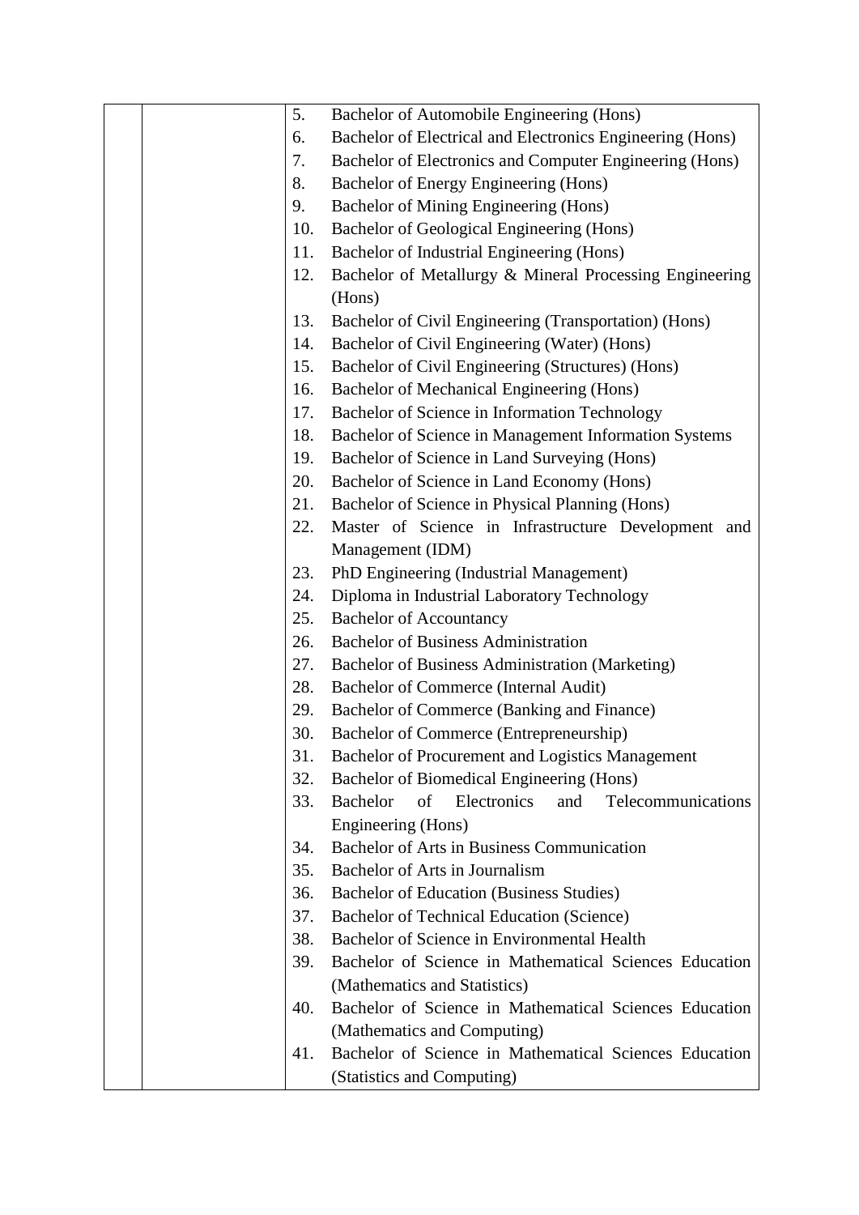| | | 5. Bachelor of Automobile Engineering (Hons)<br>6. Bachelor of Electrical and Electronics Engineering (Hons)<br>7. Bachelor of Electronics and Computer Engineering (Hons)<br>8. Bachelor of Energy Engineering (Hons)<br>9. Bachelor of Mining Engineering (Hons)<br>10. Bachelor of Geological Engineering (Hons)<br>11. Bachelor of Industrial Engineering (Hons)<br>12. Bachelor of Metallurgy & Mineral Processing Engineering (Hons)<br>13. Bachelor of Civil Engineering (Transportation) (Hons)<br>14. Bachelor of Civil Engineering (Water) (Hons)<br>15. Bachelor of Civil Engineering (Structures) (Hons)<br>16. Bachelor of Mechanical Engineering (Hons)<br>17. Bachelor of Science in Information Technology<br>18. Bachelor of Science in Management Information Systems<br>19. Bachelor of Science in Land Surveying (Hons)<br>20. Bachelor of Science in Land Economy (Hons)<br>21. Bachelor of Science in Physical Planning (Hons)<br>22. Master of Science in Infrastructure Development and Management (IDM)<br>23. PhD Engineering (Industrial Management)<br>24. Diploma in Industrial Laboratory Technology<br>25. Bachelor of Accountancy<br>26. Bachelor of Business Administration<br>27. Bachelor of Business Administration (Marketing)<br>28. Bachelor of Commerce (Internal Audit)<br>29. Bachelor of Commerce (Banking and Finance)<br>30. Bachelor of Commerce (Entrepreneurship)<br>31. Bachelor of Procurement and Logistics Management<br>32. Bachelor of Biomedical Engineering (Hons)<br>33. Bachelor of Electronics and Telecommunications Engineering (Hons)<br>34. Bachelor of Arts in Business Communication<br>35. Bachelor of Arts in Journalism<br>36. Bachelor of Education (Business Studies)<br>37. Bachelor of Technical Education (Science)<br>38. Bachelor of Science in Environmental Health<br>39. Bachelor of Science in Mathematical Sciences Education (Mathematics and Statistics)<br>40. Bachelor of Science in Mathematical Sciences Education (Mathematics and Computing)<br>41. Bachelor of Science in Mathematical Sciences Education (Statistics and Computing) |
|---|---|---|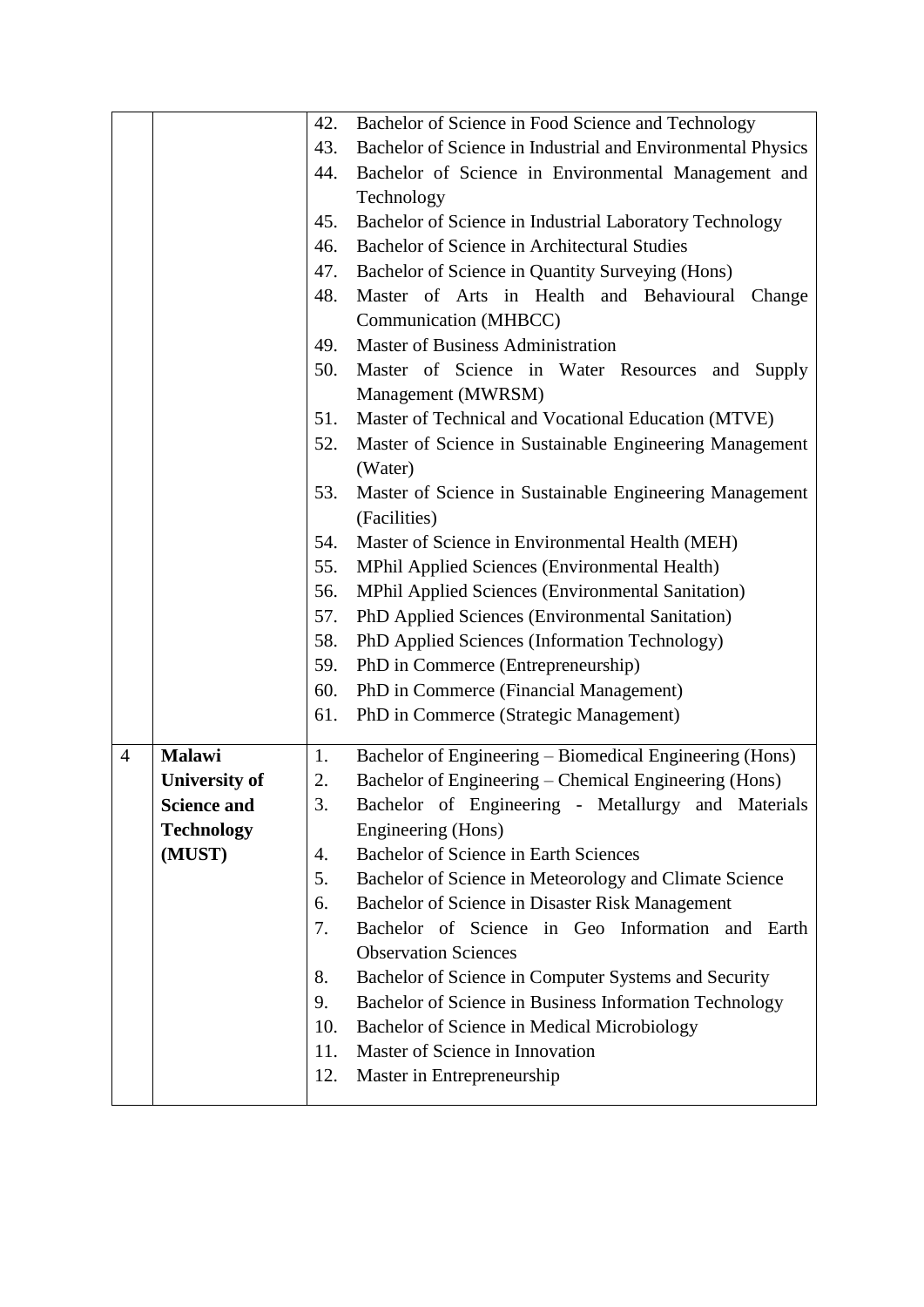| | | |
|---|---|---|
| | | 42. Bachelor of Science in Food Science and Technology<br>43. Bachelor of Science in Industrial and Environmental Physics<br>44. Bachelor of Science in Environmental Management and Technology<br>45. Bachelor of Science in Industrial Laboratory Technology<br>46. Bachelor of Science in Architectural Studies<br>47. Bachelor of Science in Quantity Surveying (Hons)<br>48. Master of Arts in Health and Behavioural Change Communication (MHBCC)<br>49. Master of Business Administration<br>50. Master of Science in Water Resources and Supply Management (MWRSM)<br>51. Master of Technical and Vocational Education (MTVE)<br>52. Master of Science in Sustainable Engineering Management (Water)<br>53. Master of Science in Sustainable Engineering Management (Facilities)<br>54. Master of Science in Environmental Health (MEH)<br>55. MPhil Applied Sciences (Environmental Health)<br>56. MPhil Applied Sciences (Environmental Sanitation)<br>57. PhD Applied Sciences (Environmental Sanitation)<br>58. PhD Applied Sciences (Information Technology)<br>59. PhD in Commerce (Entrepreneurship)<br>60. PhD in Commerce (Financial Management)<br>61. PhD in Commerce (Strategic Management) |
| 4 | **Malawi University of Science and Technology (MUST)** | 1. Bachelor of Engineering – Biomedical Engineering (Hons)<br>2. Bachelor of Engineering – Chemical Engineering (Hons)<br>3. Bachelor of Engineering - Metallurgy and Materials Engineering (Hons)<br>4. Bachelor of Science in Earth Sciences<br>5. Bachelor of Science in Meteorology and Climate Science<br>6. Bachelor of Science in Disaster Risk Management<br>7. Bachelor of Science in Geo Information and Earth Observation Sciences<br>8. Bachelor of Science in Computer Systems and Security<br>9. Bachelor of Science in Business Information Technology<br>10. Bachelor of Science in Medical Microbiology<br>11. Master of Science in Innovation<br>12. Master in Entrepreneurship |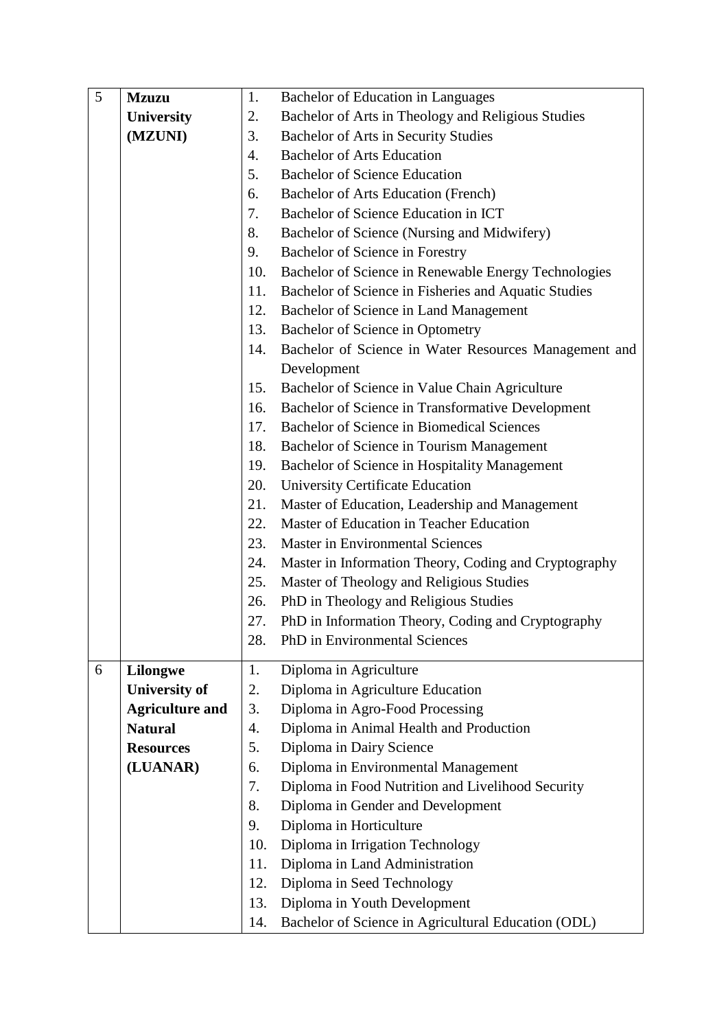| | | |
|---|---|---|
| 5 | **Mzuzu University (MZUNI)** | 1. Bachelor of Education in Languages<br>2. Bachelor of Arts in Theology and Religious Studies<br>3. Bachelor of Arts in Security Studies<br>4. Bachelor of Arts Education<br>5. Bachelor of Science Education<br>6. Bachelor of Arts Education (French)<br>7. Bachelor of Science Education in ICT<br>8. Bachelor of Science (Nursing and Midwifery)<br>9. Bachelor of Science in Forestry<br>10. Bachelor of Science in Renewable Energy Technologies<br>11. Bachelor of Science in Fisheries and Aquatic Studies<br>12. Bachelor of Science in Land Management<br>13. Bachelor of Science in Optometry<br>14. Bachelor of Science in Water Resources Management and Development<br>15. Bachelor of Science in Value Chain Agriculture<br>16. Bachelor of Science in Transformative Development<br>17. Bachelor of Science in Biomedical Sciences<br>18. Bachelor of Science in Tourism Management<br>19. Bachelor of Science in Hospitality Management<br>20. University Certificate Education<br>21. Master of Education, Leadership and Management<br>22. Master of Education in Teacher Education<br>23. Master in Environmental Sciences<br>24. Master in Information Theory, Coding and Cryptography<br>25. Master of Theology and Religious Studies<br>26. PhD in Theology and Religious Studies<br>27. PhD in Information Theory, Coding and Cryptography<br>28. PhD in Environmental Sciences |
| 6 | **Lilongwe University of Agriculture and Natural Resources (LUANAR)** | 1. Diploma in Agriculture<br>2. Diploma in Agriculture Education<br>3. Diploma in Agro-Food Processing<br>4. Diploma in Animal Health and Production<br>5. Diploma in Dairy Science<br>6. Diploma in Environmental Management<br>7. Diploma in Food Nutrition and Livelihood Security<br>8. Diploma in Gender and Development<br>9. Diploma in Horticulture<br>10. Diploma in Irrigation Technology<br>11. Diploma in Land Administration<br>12. Diploma in Seed Technology<br>13. Diploma in Youth Development<br>14. Bachelor of Science in Agricultural Education (ODL) |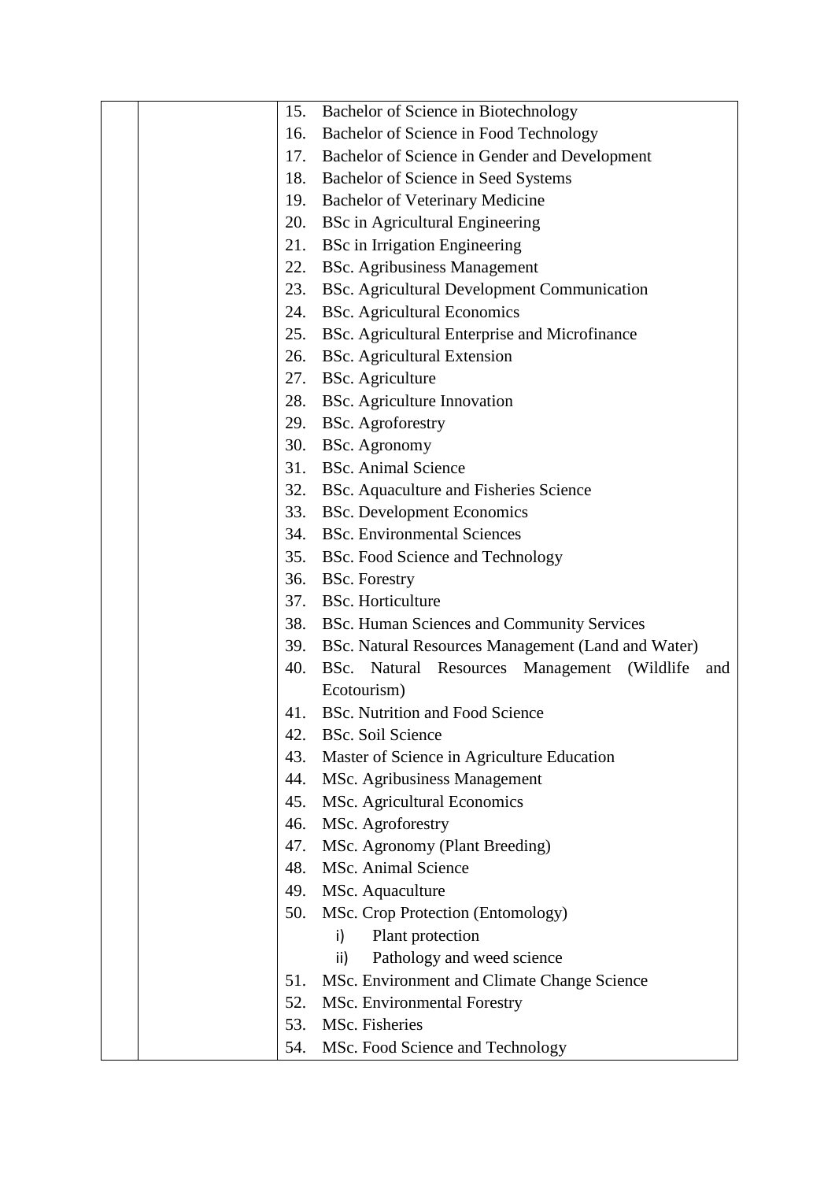| | | |
|---|---|---|
| | | 15. Bachelor of Science in Biotechnology<br>16. Bachelor of Science in Food Technology<br>17. Bachelor of Science in Gender and Development<br>18. Bachelor of Science in Seed Systems<br>19. Bachelor of Veterinary Medicine<br>20. BSc in Agricultural Engineering<br>21. BSc in Irrigation Engineering<br>22. BSc. Agribusiness Management<br>23. BSc. Agricultural Development Communication<br>24. BSc. Agricultural Economics<br>25. BSc. Agricultural Enterprise and Microfinance<br>26. BSc. Agricultural Extension<br>27. BSc. Agriculture<br>28. BSc. Agriculture Innovation<br>29. BSc. Agroforestry<br>30. BSc. Agronomy<br>31. BSc. Animal Science<br>32. BSc. Aquaculture and Fisheries Science<br>33. BSc. Development Economics<br>34. BSc. Environmental Sciences<br>35. BSc. Food Science and Technology<br>36. BSc. Forestry<br>37. BSc. Horticulture<br>38. BSc. Human Sciences and Community Services<br>39. BSc. Natural Resources Management (Land and Water)<br>40. BSc. Natural Resources Management (Wildlife and Ecotourism)<br>41. BSc. Nutrition and Food Science<br>42. BSc. Soil Science<br>43. Master of Science in Agriculture Education<br>44. MSc. Agribusiness Management<br>45. MSc. Agricultural Economics<br>46. MSc. Agroforestry<br>47. MSc. Agronomy (Plant Breeding)<br>48. MSc. Animal Science<br>49. MSc. Aquaculture<br>50. MSc. Crop Protection (Entomology)<br>i) Plant protection<br>ii) Pathology and weed science<br>51. MSc. Environment and Climate Change Science<br>52. MSc. Environmental Forestry<br>53. MSc. Fisheries<br>54. MSc. Food Science and Technology |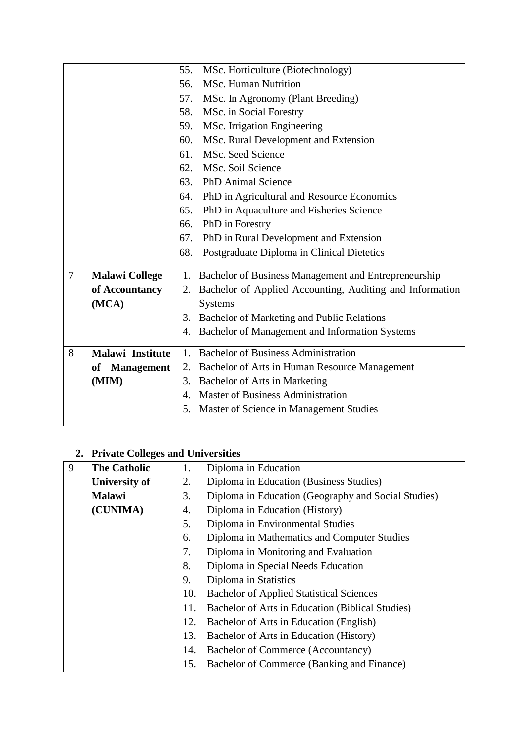| | | |
|---|---|---|
| | | 55. MSc. Horticulture (Biotechnology)<br>56. MSc. Human Nutrition<br>57. MSc. In Agronomy (Plant Breeding)<br>58. MSc. in Social Forestry<br>59. MSc. Irrigation Engineering<br>60. MSc. Rural Development and Extension<br>61. MSc. Seed Science<br>62. MSc. Soil Science<br>63. PhD Animal Science<br>64. PhD in Agricultural and Resource Economics<br>65. PhD in Aquaculture and Fisheries Science<br>66. PhD in Forestry<br>67. PhD in Rural Development and Extension<br>68. Postgraduate Diploma in Clinical Dietetics |
| 7 | **Malawi College of Accountancy (MCA)** | 1. Bachelor of Business Management and Entrepreneurship<br>2. Bachelor of Applied Accounting, Auditing and Information Systems<br>3. Bachelor of Marketing and Public Relations<br>4. Bachelor of Management and Information Systems |
| 8 | **Malawi Institute of Management (MIM)** | 1. Bachelor of Business Administration<br>2. Bachelor of Arts in Human Resource Management<br>3. Bachelor of Arts in Marketing<br>4. Master of Business Administration<br>5. Master of Science in Management Studies |

## 2. Private Colleges and Universities

| | | |
|---|---|---|
| 9 | **The Catholic University of Malawi (CUNIMA)** | 1. Diploma in Education<br>2. Diploma in Education (Business Studies)<br>3. Diploma in Education (Geography and Social Studies)<br>4. Diploma in Education (History)<br>5. Diploma in Environmental Studies<br>6. Diploma in Mathematics and Computer Studies<br>7. Diploma in Monitoring and Evaluation<br>8. Diploma in Special Needs Education<br>9. Diploma in Statistics<br>10. Bachelor of Applied Statistical Sciences<br>11. Bachelor of Arts in Education (Biblical Studies)<br>12. Bachelor of Arts in Education (English)<br>13. Bachelor of Arts in Education (History)<br>14. Bachelor of Commerce (Accountancy)<br>15. Bachelor of Commerce (Banking and Finance) |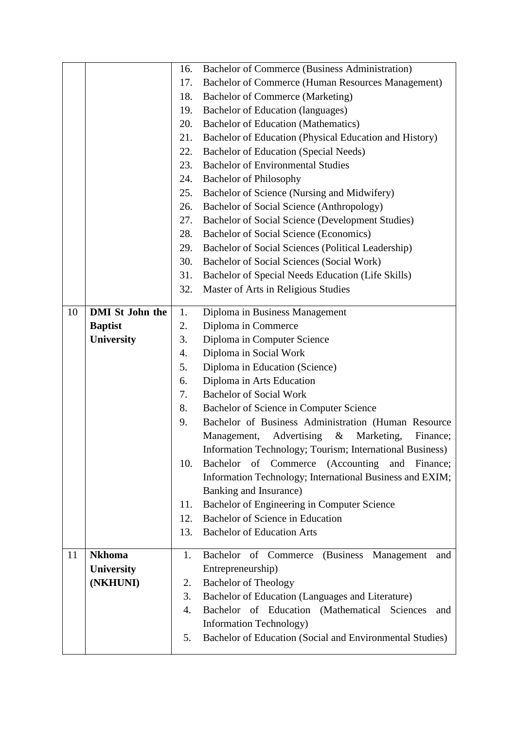| | | |
|---|---|---|
| | | 16. Bachelor of Commerce (Business Administration)<br>17. Bachelor of Commerce (Human Resources Management)<br>18. Bachelor of Commerce (Marketing)<br>19. Bachelor of Education (languages)<br>20. Bachelor of Education (Mathematics)<br>21. Bachelor of Education (Physical Education and History)<br>22. Bachelor of Education (Special Needs)<br>23. Bachelor of Environmental Studies<br>24. Bachelor of Philosophy<br>25. Bachelor of Science (Nursing and Midwifery)<br>26. Bachelor of Social Science (Anthropology)<br>27. Bachelor of Social Science (Development Studies)<br>28. Bachelor of Social Science (Economics)<br>29. Bachelor of Social Sciences (Political Leadership)<br>30. Bachelor of Social Sciences (Social Work)<br>31. Bachelor of Special Needs Education (Life Skills)<br>32. Master of Arts in Religious Studies |
| 10 | **DMI St John the Baptist University** | 1. Diploma in Business Management<br>2. Diploma in Commerce<br>3. Diploma in Computer Science<br>4. Diploma in Social Work<br>5. Diploma in Education (Science)<br>6. Diploma in Arts Education<br>7. Bachelor of Social Work<br>8. Bachelor of Science in Computer Science<br>9. Bachelor of Business Administration (Human Resource Management, Advertising & Marketing, Finance; Information Technology; Tourism; International Business)<br>10. Bachelor of Commerce (Accounting and Finance; Information Technology; International Business and EXIM; Banking and Insurance)<br>11. Bachelor of Engineering in Computer Science<br>12. Bachelor of Science in Education<br>13. Bachelor of Education Arts |
| 11 | **Nkhoma University (NKHUNI)** | 1. Bachelor of Commerce (Business Management and Entrepreneurship)<br>2. Bachelor of Theology<br>3. Bachelor of Education (Languages and Literature)<br>4. Bachelor of Education (Mathematical Sciences and Information Technology)<br>5. Bachelor of Education (Social and Environmental Studies) |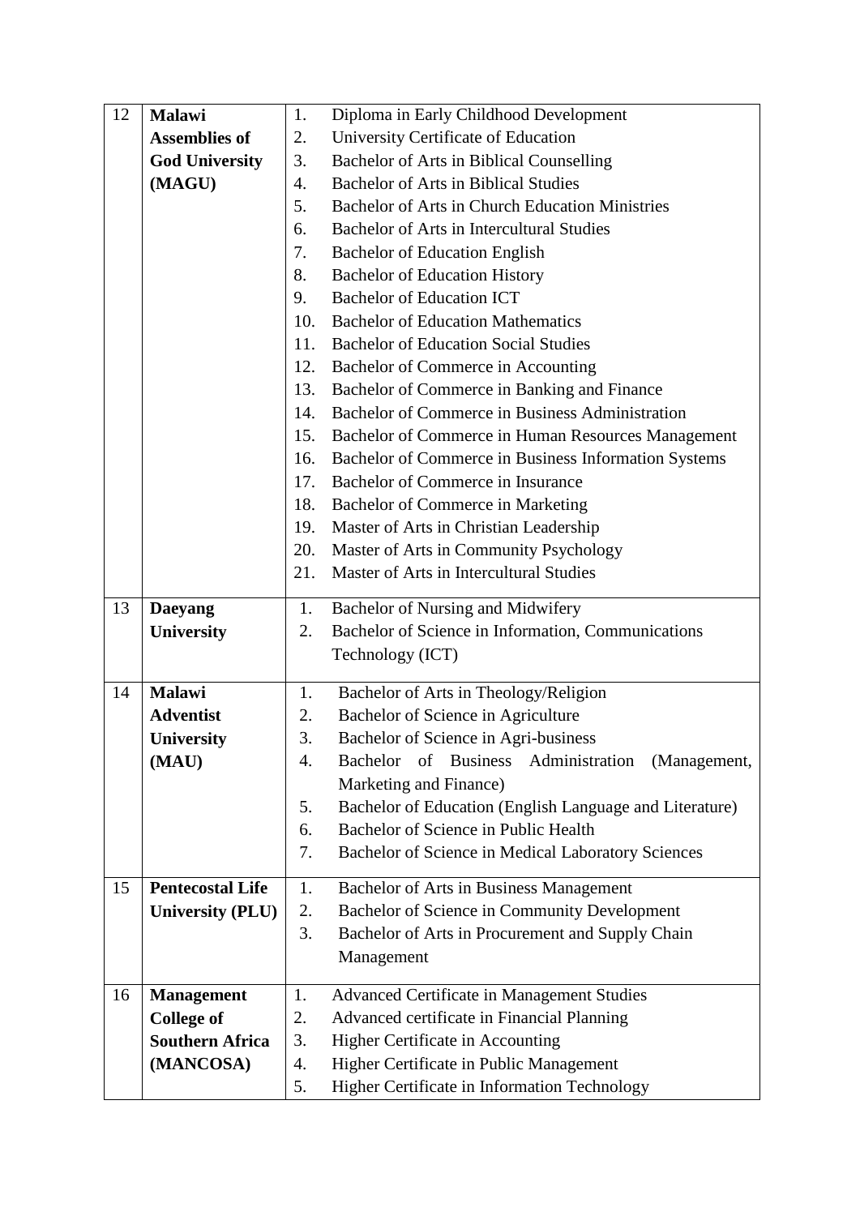| | | |
|---|---|---|
| 12 | **Malawi Assemblies of God University (MAGU)** | 1. Diploma in Early Childhood Development<br>2. University Certificate of Education<br>3. Bachelor of Arts in Biblical Counselling<br>4. Bachelor of Arts in Biblical Studies<br>5. Bachelor of Arts in Church Education Ministries<br>6. Bachelor of Arts in Intercultural Studies<br>7. Bachelor of Education English<br>8. Bachelor of Education History<br>9. Bachelor of Education ICT<br>10. Bachelor of Education Mathematics<br>11. Bachelor of Education Social Studies<br>12. Bachelor of Commerce in Accounting<br>13. Bachelor of Commerce in Banking and Finance<br>14. Bachelor of Commerce in Business Administration<br>15. Bachelor of Commerce in Human Resources Management<br>16. Bachelor of Commerce in Business Information Systems<br>17. Bachelor of Commerce in Insurance<br>18. Bachelor of Commerce in Marketing<br>19. Master of Arts in Christian Leadership<br>20. Master of Arts in Community Psychology<br>21. Master of Arts in Intercultural Studies |
| 13 | **Daeyang University** | 1. Bachelor of Nursing and Midwifery<br>2. Bachelor of Science in Information, Communications Technology (ICT) |
| 14 | **Malawi Adventist University (MAU)** | 1. Bachelor of Arts in Theology/Religion<br>2. Bachelor of Science in Agriculture<br>3. Bachelor of Science in Agri-business<br>4. Bachelor of Business Administration (Management, Marketing and Finance)<br>5. Bachelor of Education (English Language and Literature)<br>6. Bachelor of Science in Public Health<br>7. Bachelor of Science in Medical Laboratory Sciences |
| 15 | **Pentecostal Life University (PLU)** | 1. Bachelor of Arts in Business Management<br>2. Bachelor of Science in Community Development<br>3. Bachelor of Arts in Procurement and Supply Chain Management |
| 16 | **Management College of Southern Africa (MANCOSA)** | 1. Advanced Certificate in Management Studies<br>2. Advanced certificate in Financial Planning<br>3. Higher Certificate in Accounting<br>4. Higher Certificate in Public Management<br>5. Higher Certificate in Information Technology |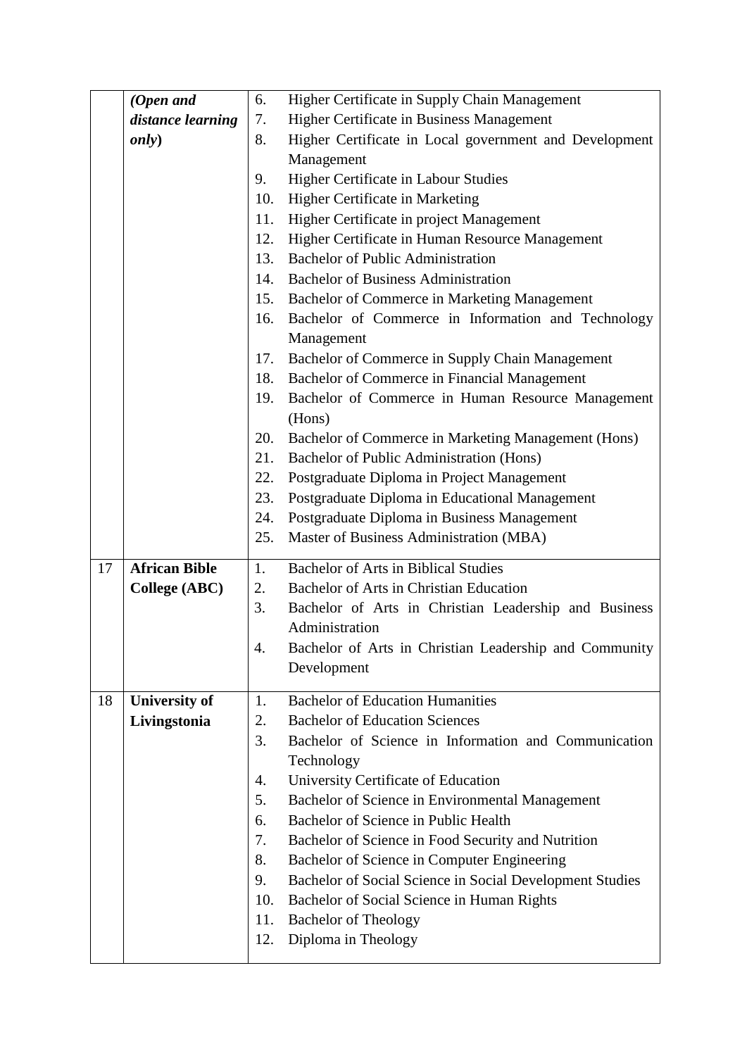| | | |
|---|---|---|
| | ***(Open and distance learning only)*** | 6. Higher Certificate in Supply Chain Management<br>7. Higher Certificate in Business Management<br>8. Higher Certificate in Local government and Development Management<br>9. Higher Certificate in Labour Studies<br>10. Higher Certificate in Marketing<br>11. Higher Certificate in project Management<br>12. Higher Certificate in Human Resource Management<br>13. Bachelor of Public Administration<br>14. Bachelor of Business Administration<br>15. Bachelor of Commerce in Marketing Management<br>16. Bachelor of Commerce in Information and Technology Management<br>17. Bachelor of Commerce in Supply Chain Management<br>18. Bachelor of Commerce in Financial Management<br>19. Bachelor of Commerce in Human Resource Management (Hons)<br>20. Bachelor of Commerce in Marketing Management (Hons)<br>21. Bachelor of Public Administration (Hons)<br>22. Postgraduate Diploma in Project Management<br>23. Postgraduate Diploma in Educational Management<br>24. Postgraduate Diploma in Business Management<br>25. Master of Business Administration (MBA) |
| 17 | **African Bible College (ABC)** | 1. Bachelor of Arts in Biblical Studies<br>2. Bachelor of Arts in Christian Education<br>3. Bachelor of Arts in Christian Leadership and Business Administration<br>4. Bachelor of Arts in Christian Leadership and Community Development |
| 18 | **University of Livingstonia** | 1. Bachelor of Education Humanities<br>2. Bachelor of Education Sciences<br>3. Bachelor of Science in Information and Communication Technology<br>4. University Certificate of Education<br>5. Bachelor of Science in Environmental Management<br>6. Bachelor of Science in Public Health<br>7. Bachelor of Science in Food Security and Nutrition<br>8. Bachelor of Science in Computer Engineering<br>9. Bachelor of Social Science in Social Development Studies<br>10. Bachelor of Social Science in Human Rights<br>11. Bachelor of Theology<br>12. Diploma in Theology |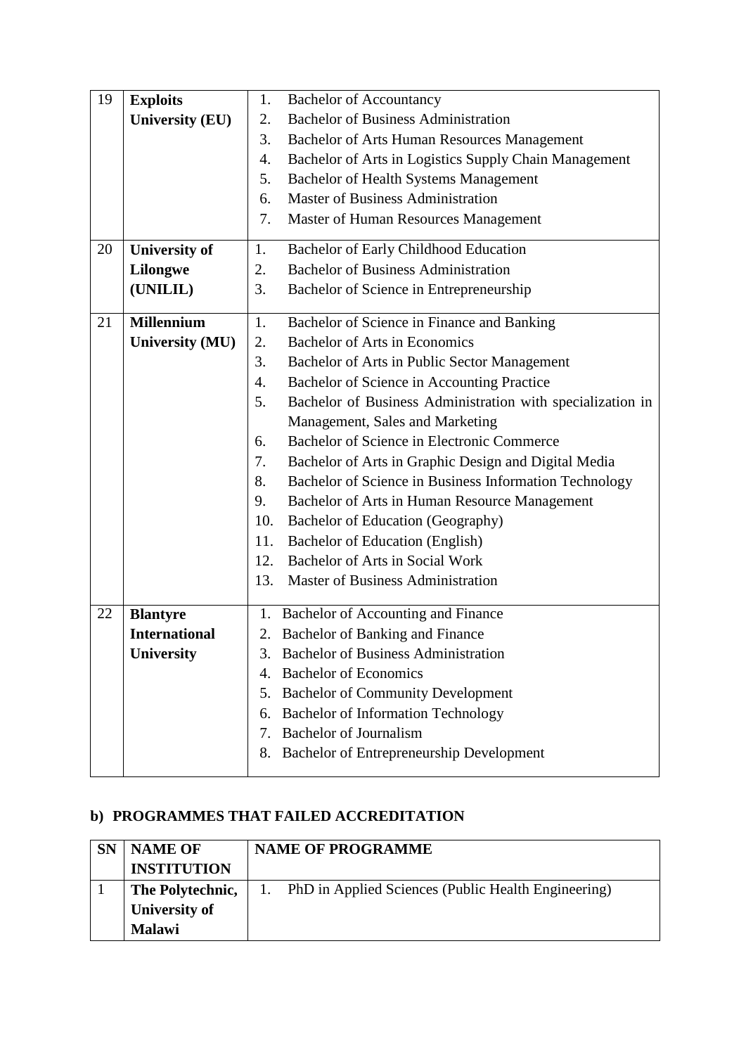| 19 | **Exploits University (EU)** | 1. Bachelor of Accountancy<br>2. Bachelor of Business Administration<br>3. Bachelor of Arts Human Resources Management<br>4. Bachelor of Arts in Logistics Supply Chain Management<br>5. Bachelor of Health Systems Management<br>6. Master of Business Administration<br>7. Master of Human Resources Management |
|---|---|---|
| 20 | **University of Lilongwe (UNILIL)** | 1. Bachelor of Early Childhood Education<br>2. Bachelor of Business Administration<br>3. Bachelor of Science in Entrepreneurship |
| 21 | **Millennium University (MU)** | 1. Bachelor of Science in Finance and Banking<br>2. Bachelor of Arts in Economics<br>3. Bachelor of Arts in Public Sector Management<br>4. Bachelor of Science in Accounting Practice<br>5. Bachelor of Business Administration with specialization in Management, Sales and Marketing<br>6. Bachelor of Science in Electronic Commerce<br>7. Bachelor of Arts in Graphic Design and Digital Media<br>8. Bachelor of Science in Business Information Technology<br>9. Bachelor of Arts in Human Resource Management<br>10. Bachelor of Education (Geography)<br>11. Bachelor of Education (English)<br>12. Bachelor of Arts in Social Work<br>13. Master of Business Administration |
| 22 | **Blantyre International University** | 1. Bachelor of Accounting and Finance<br>2. Bachelor of Banking and Finance<br>3. Bachelor of Business Administration<br>4. Bachelor of Economics<br>5. Bachelor of Community Development<br>6. Bachelor of Information Technology<br>7. Bachelor of Journalism<br>8. Bachelor of Entrepreneurship Development |

## b) PROGRAMMES THAT FAILED ACCREDITATION

| SN | NAME OF INSTITUTION | NAME OF PROGRAMME |
|---|---|---|
| 1 | **The Polytechnic, University of Malawi** | 1. PhD in Applied Sciences (Public Health Engineering) |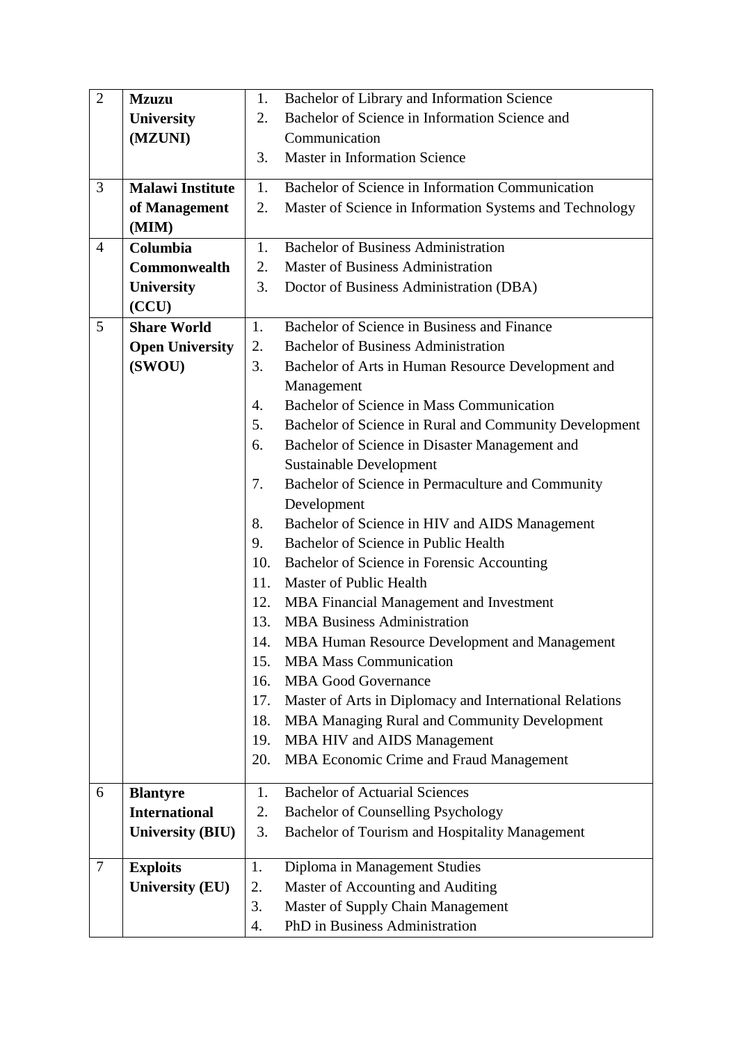| | | |
|---|---|---|
| 2 | **Mzuzu University (MZUNI)** | 1. Bachelor of Library and Information Science<br>2. Bachelor of Science in Information Science and Communication<br>3. Master in Information Science |
| 3 | **Malawi Institute of Management (MIM)** | 1. Bachelor of Science in Information Communication<br>2. Master of Science in Information Systems and Technology |
| 4 | **Columbia Commonwealth University (CCU)** | 1. Bachelor of Business Administration<br>2. Master of Business Administration<br>3. Doctor of Business Administration (DBA) |
| 5 | **Share World Open University (SWOU)** | 1. Bachelor of Science in Business and Finance<br>2. Bachelor of Business Administration<br>3. Bachelor of Arts in Human Resource Development and Management<br>4. Bachelor of Science in Mass Communication<br>5. Bachelor of Science in Rural and Community Development<br>6. Bachelor of Science in Disaster Management and Sustainable Development<br>7. Bachelor of Science in Permaculture and Community Development<br>8. Bachelor of Science in HIV and AIDS Management<br>9. Bachelor of Science in Public Health<br>10. Bachelor of Science in Forensic Accounting<br>11. Master of Public Health<br>12. MBA Financial Management and Investment<br>13. MBA Business Administration<br>14. MBA Human Resource Development and Management<br>15. MBA Mass Communication<br>16. MBA Good Governance<br>17. Master of Arts in Diplomacy and International Relations<br>18. MBA Managing Rural and Community Development<br>19. MBA HIV and AIDS Management<br>20. MBA Economic Crime and Fraud Management |
| 6 | **Blantyre International University (BIU)** | 1. Bachelor of Actuarial Sciences<br>2. Bachelor of Counselling Psychology<br>3. Bachelor of Tourism and Hospitality Management |
| 7 | **Exploits University (EU)** | 1. Diploma in Management Studies<br>2. Master of Accounting and Auditing<br>3. Master of Supply Chain Management<br>4. PhD in Business Administration |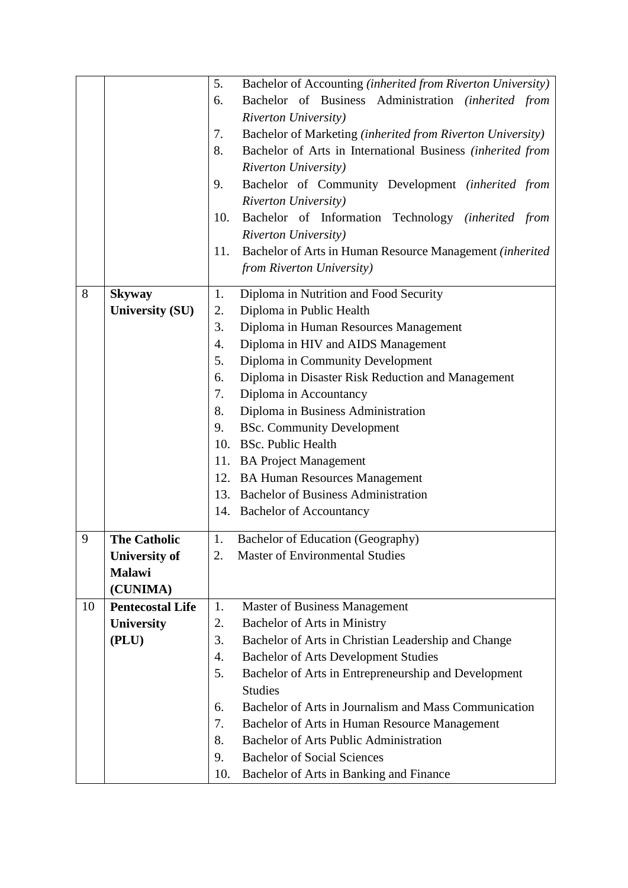| | | |
|---|---|---|
| | | 5. Bachelor of Accounting *(inherited from Riverton University)*<br>6. Bachelor of Business Administration *(inherited from Riverton University)*<br>7. Bachelor of Marketing *(inherited from Riverton University)*<br>8. Bachelor of Arts in International Business *(inherited from Riverton University)*<br>9. Bachelor of Community Development *(inherited from Riverton University)*<br>10. Bachelor of Information Technology *(inherited from Riverton University)*<br>11. Bachelor of Arts in Human Resource Management *(inherited from Riverton University)* |
| 8 | **Skyway University (SU)** | 1. Diploma in Nutrition and Food Security<br>2. Diploma in Public Health<br>3. Diploma in Human Resources Management<br>4. Diploma in HIV and AIDS Management<br>5. Diploma in Community Development<br>6. Diploma in Disaster Risk Reduction and Management<br>7. Diploma in Accountancy<br>8. Diploma in Business Administration<br>9. BSc. Community Development<br>10. BSc. Public Health<br>11. BA Project Management<br>12. BA Human Resources Management<br>13. Bachelor of Business Administration<br>14. Bachelor of Accountancy |
| 9 | **The Catholic University of Malawi (CUNIMA)** | 1. Bachelor of Education (Geography)<br>2. Master of Environmental Studies |
| 10 | **Pentecostal Life University (PLU)** | 1. Master of Business Management<br>2. Bachelor of Arts in Ministry<br>3. Bachelor of Arts in Christian Leadership and Change<br>4. Bachelor of Arts Development Studies<br>5. Bachelor of Arts in Entrepreneurship and Development Studies<br>6. Bachelor of Arts in Journalism and Mass Communication<br>7. Bachelor of Arts in Human Resource Management<br>8. Bachelor of Arts Public Administration<br>9. Bachelor of Social Sciences<br>10. Bachelor of Arts in Banking and Finance |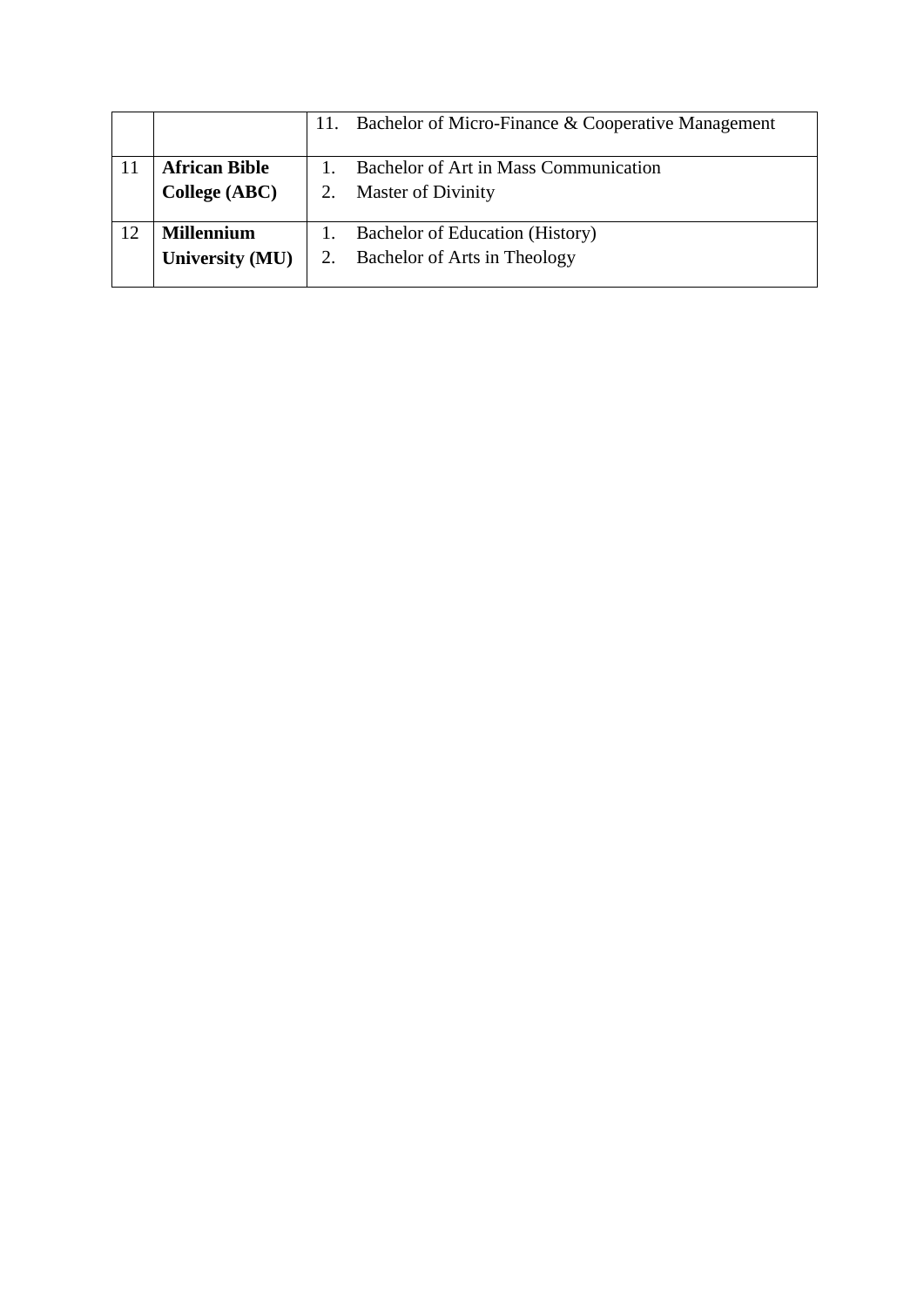| | | |
|---|---|---|
| | | 11. Bachelor of Micro-Finance & Cooperative Management |
| 11 | **African Bible College (ABC)** | 1. Bachelor of Art in Mass Communication<br>2. Master of Divinity |
| 12 | **Millennium University (MU)** | 1. Bachelor of Education (History)<br>2. Bachelor of Arts in Theology |